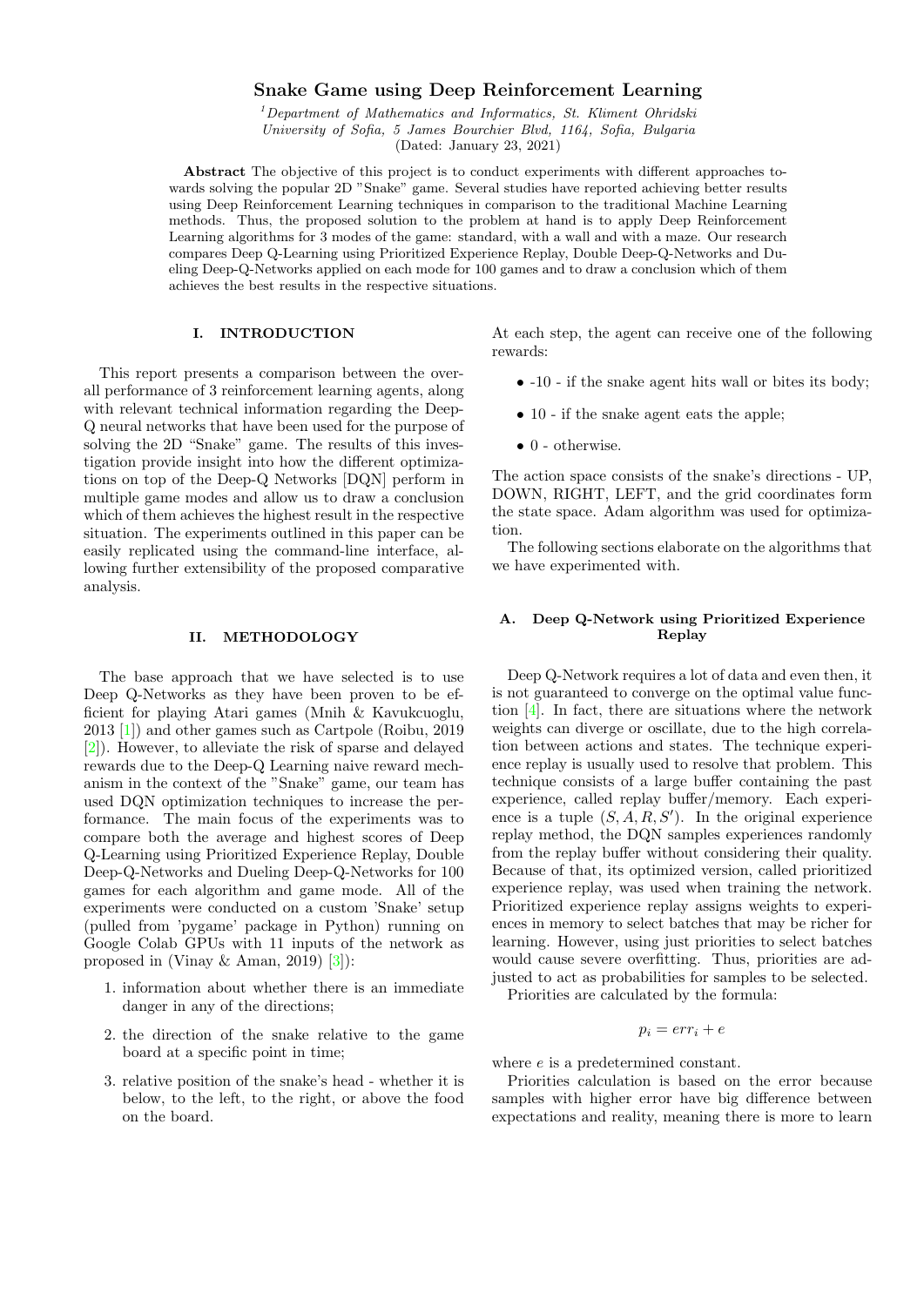# Snake Game using Deep Reinforcement Learning

[1]*Department of Mathematics and Informatics, St. Kliment Ohridski University of Sofia, 5 James Bourchier Blvd, 1164, Sofia, Bulgaria*
(Dated: January 23, 2021)

**Abstract** The objective of this project is to conduct experiments with different approaches towards solving the popular 2D "Snake" game. Several studies have reported achieving better results using Deep Reinforcement Learning techniques in comparison to the traditional Machine Learning methods. Thus, the proposed solution to the problem at hand is to apply Deep Reinforcement Learning algorithms for 3 modes of the game: standard, with a wall and with a maze. Our research compares Deep Q-Learning using Prioritized Experience Replay, Double Deep-Q-Networks and Dueling Deep-Q-Networks applied on each mode for 100 games and to draw a conclusion which of them achieves the best results in the respective situations.

## I. INTRODUCTION

This report presents a comparison between the overall performance of 3 reinforcement learning agents, along with relevant technical information regarding the Deep-Q neural networks that have been used for the purpose of solving the 2D "Snake" game. The results of this investigation provide insight into how the different optimizations on top of the Deep-Q Networks [DQN] perform in multiple game modes and allow us to draw a conclusion which of them achieves the highest result in the respective situation. The experiments outlined in this paper can be easily replicated using the command-line interface, allowing further extensibility of the proposed comparative analysis.

## II. METHODOLOGY

The base approach that we have selected is to use Deep Q-Networks as they have been proven to be efficient for playing Atari games (Mnih & Kavukcuoglu, 2013 [1]) and other games such as Cartpole (Roibu, 2019 [2]). However, to alleviate the risk of sparse and delayed rewards due to the Deep-Q Learning naive reward mechanism in the context of the "Snake" game, our team has used DQN optimization techniques to increase the performance. The main focus of the experiments was to compare both the average and highest scores of Deep Q-Learning using Prioritized Experience Replay, Double Deep-Q-Networks and Dueling Deep-Q-Networks for 100 games for each algorithm and game mode. All of the experiments were conducted on a custom 'Snake' setup (pulled from 'pygame' package in Python) running on Google Colab GPUs with 11 inputs of the network as proposed in (Vinay & Aman, 2019) [3]):

1. information about whether there is an immediate danger in any of the directions;
2. the direction of the snake relative to the game board at a specific point in time;
3. relative position of the snake's head - whether it is below, to the left, to the right, or above the food on the board.

At each step, the agent can receive one of the following rewards:

- -10 - if the snake agent hits wall or bites its body;
- 10 - if the snake agent eats the apple;
- 0 - otherwise.

The action space consists of the snake's directions - UP, DOWN, RIGHT, LEFT, and the grid coordinates form the state space. Adam algorithm was used for optimization.

The following sections elaborate on the algorithms that we have experimented with.

### A. Deep Q-Network using Prioritized Experience Replay

Deep Q-Network requires a lot of data and even then, it is not guaranteed to converge on the optimal value function [4]. In fact, there are situations where the network weights can diverge or oscillate, due to the high correlation between actions and states. The technique experience replay is usually used to resolve that problem. This technique consists of a large buffer containing the past experience, called replay buffer/memory. Each experience is a tuple $(S, A, R, S')$. In the original experience replay method, the DQN samples experiences randomly from the replay buffer without considering their quality. Because of that, its optimized version, called prioritized experience replay, was used when training the network. Prioritized experience replay assigns weights to experiences in memory to select batches that may be richer for learning. However, using just priorities to select batches would cause severe overfitting. Thus, priorities are adjusted to act as probabilities for samples to be selected.

Priorities are calculated by the formula:

$$p_i = err_i + e$$

where $e$ is a predetermined constant.

Priorities calculation is based on the error because samples with higher error have big difference between expectations and reality, meaning there is more to learn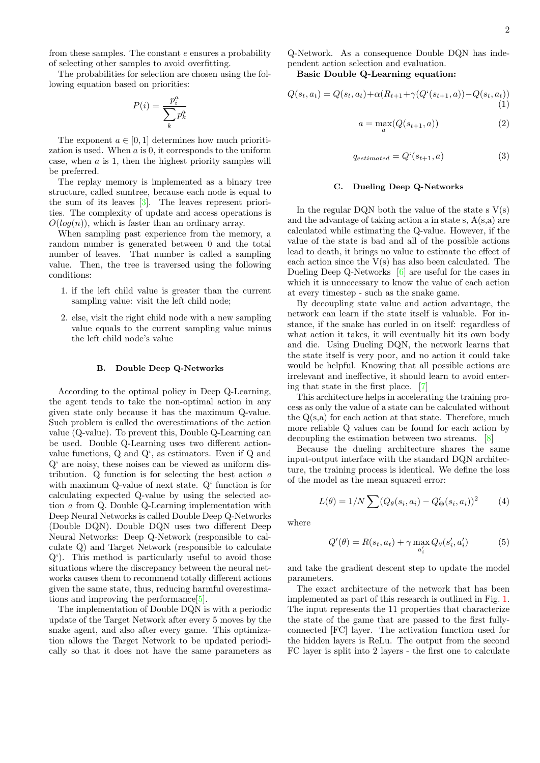from these samples. The constant $e$ ensures a probability of selecting other samples to avoid overfitting.

The probabilities for selection are chosen using the following equation based on priorities:

$$P(i) = \frac{p_i^a}{\sum_k p_k^a}$$

The exponent $a \in [0, 1]$ determines how much prioritization is used. When $a$ is 0, it corresponds to the uniform case, when $a$ is 1, then the highest priority samples will be preferred.

The replay memory is implemented as a binary tree structure, called sumtree, because each node is equal to the sum of its leaves [3]. The leaves represent priorities. The complexity of update and access operations is $O(log(n))$, which is faster than an ordinary array.

When sampling past experience from the memory, a random number is generated between 0 and the total number of leaves. That number is called a sampling value. Then, the tree is traversed using the following conditions:

1. if the left child value is greater than the current sampling value: visit the left child node;
2. else, visit the right child node with a new sampling value equals to the current sampling value minus the left child node's value

### B. Double Deep Q-Networks

According to the optimal policy in Deep Q-Learning, the agent tends to take the non-optimal action in any given state only because it has the maximum Q-value. Such problem is called the overestimations of the action value (Q-value). To prevent this, Double Q-Learning can be used. Double Q-Learning uses two different action-value functions, Q and Q', as estimators. Even if Q and Q' are noisy, these noises can be viewed as uniform distribution. Q function is for selecting the best action $a$ with maximum Q-value of next state. Q' function is for calculating expected Q-value by using the selected action $a$ from Q. Double Q-Learning implementation with Deep Neural Networks is called Double Deep Q-Networks (Double DQN). Double DQN uses two different Deep Neural Networks: Deep Q-Network (responsible to calculate Q) and Target Network (responsible to calculate Q'). This method is particularly useful to avoid those situations where the discrepancy between the neural networks causes them to recommend totally different actions given the same state, thus, reducing harmful overestimations and improving the performance[5].

The implementation of Double DQN is with a periodic update of the Target Network after every 5 moves by the snake agent, and also after every game. This optimization allows the Target Network to be updated periodically so that it does not have the same parameters as Q-Network. As a consequence Double DQN has independent action selection and evaluation.

**Basic Double Q-Learning equation:**

$$Q(s_t, a_t) = Q(s_t, a_t) + \alpha(R_{t+1} + \gamma(Q'(s_{t+1}, a)) - Q(s_t, a_t)) \quad (1)$$

$$a = \max_a(Q(s_{t+1}, a)) \quad (2)$$

$$q_{estimated} = Q'(s_{t+1}, a) \quad (3)$$

### C. Dueling Deep Q-Networks

In the regular DQN both the value of the state s V(s) and the advantage of taking action a in state s, A(s,a) are calculated while estimating the Q-value. However, if the value of the state is bad and all of the possible actions lead to death, it brings no value to estimate the effect of each action since the V(s) has also been calculated. The Dueling Deep Q-Networks [6] are useful for the cases in which it is unnecessary to know the value of each action at every timestep - such as the snake game.

By decoupling state value and action advantage, the network can learn if the state itself is valuable. For instance, if the snake has curled in on itself: regardless of what action it takes, it will eventually hit its own body and die. Using Dueling DQN, the network learns that the state itself is very poor, and no action it could take would be helpful. Knowing that all possible actions are irrelevant and ineffective, it should learn to avoid entering that state in the first place. [7]

This architecture helps in accelerating the training process as only the value of a state can be calculated without the Q(s,a) for each action at that state. Therefore, much more reliable Q values can be found for each action by decoupling the estimation between two streams. [8]

Because the dueling architecture shares the same input-output interface with the standard DQN architecture, the training process is identical. We define the loss of the model as the mean squared error:

$$L(\theta) = 1/N \sum (Q_\theta(s_i, a_i) - Q'_\Theta(s_i, a_i))^2 \quad (4)$$

where

$$Q'(\theta) = R(s_t, a_t) + \gamma \max_{a'_i} Q_\theta(s'_i, a'_i) \quad (5)$$

and take the gradient descent step to update the model parameters.

The exact architecture of the network that has been implemented as part of this research is outlined in Fig. 1. The input represents the 11 properties that characterize the state of the game that are passed to the first fully-connected [FC] layer. The activation function used for the hidden layers is ReLu. The output from the second FC layer is split into 2 layers - the first one to calculate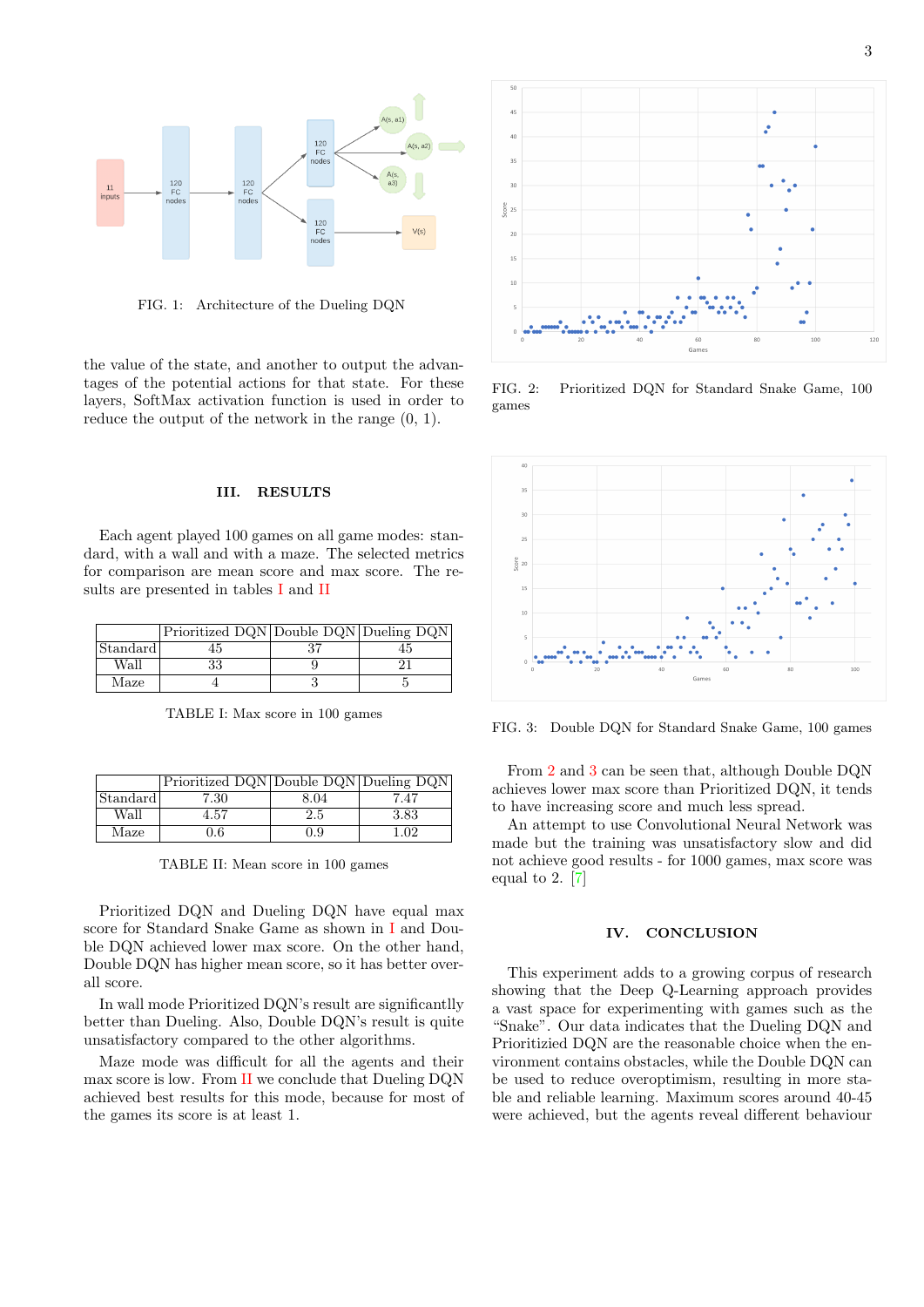FIG. 1: Architecture of the Dueling DQN

the value of the state, and another to output the advantages of the potential actions for that state. For these layers, SoftMax activation function is used in order to reduce the output of the network in the range (0, 1).

## III. RESULTS

Each agent played 100 games on all game modes: standard, with a wall and with a maze. The selected metrics for comparison are mean score and max score. The results are presented in tables I and II

| | Prioritized DQN | Double DQN | Dueling DQN |
|---|---|---|---|
| Standard | 45 | 37 | 45 |
| Wall | 33 | 9 | 21 |
| Maze | 4 | 3 | 5 |

TABLE I: Max score in 100 games

| | Prioritized DQN | Double DQN | Dueling DQN |
|---|---|---|---|
| Standard | 7.30 | 8.04 | 7.47 |
| Wall | 4.57 | 2.5 | 3.83 |
| Maze | 0.6 | 0.9 | 1.02 |

TABLE II: Mean score in 100 games

Prioritized DQN and Dueling DQN have equal max score for Standard Snake Game as shown in I and Double DQN achieved lower max score. On the other hand, Double DQN has higher mean score, so it has better overall score.

In wall mode Prioritized DQN's result are significantlly better than Dueling. Also, Double DQN's result is quite unsatisfactory compared to the other algorithms.

Maze mode was difficult for all the agents and their max score is low. From II we conclude that Dueling DQN achieved best results for this mode, because for most of the games its score is at least 1.

FIG. 2: Prioritized DQN for Standard Snake Game, 100 games

FIG. 3: Double DQN for Standard Snake Game, 100 games

From 2 and 3 can be seen that, although Double DQN achieves lower max score than Prioritized DQN, it tends to have increasing score and much less spread.

An attempt to use Convolutional Neural Network was made but the training was unsatisfactory slow and did not achieve good results - for 1000 games, max score was equal to 2. [7]

## IV. CONCLUSION

This experiment adds to a growing corpus of research showing that the Deep Q-Learning approach provides a vast space for experimenting with games such as the "Snake". Our data indicates that the Dueling DQN and Prioritizied DQN are the reasonable choice when the environment contains obstacles, while the Double DQN can be used to reduce overoptimism, resulting in more stable and reliable learning. Maximum scores around 40-45 were achieved, but the agents reveal different behaviour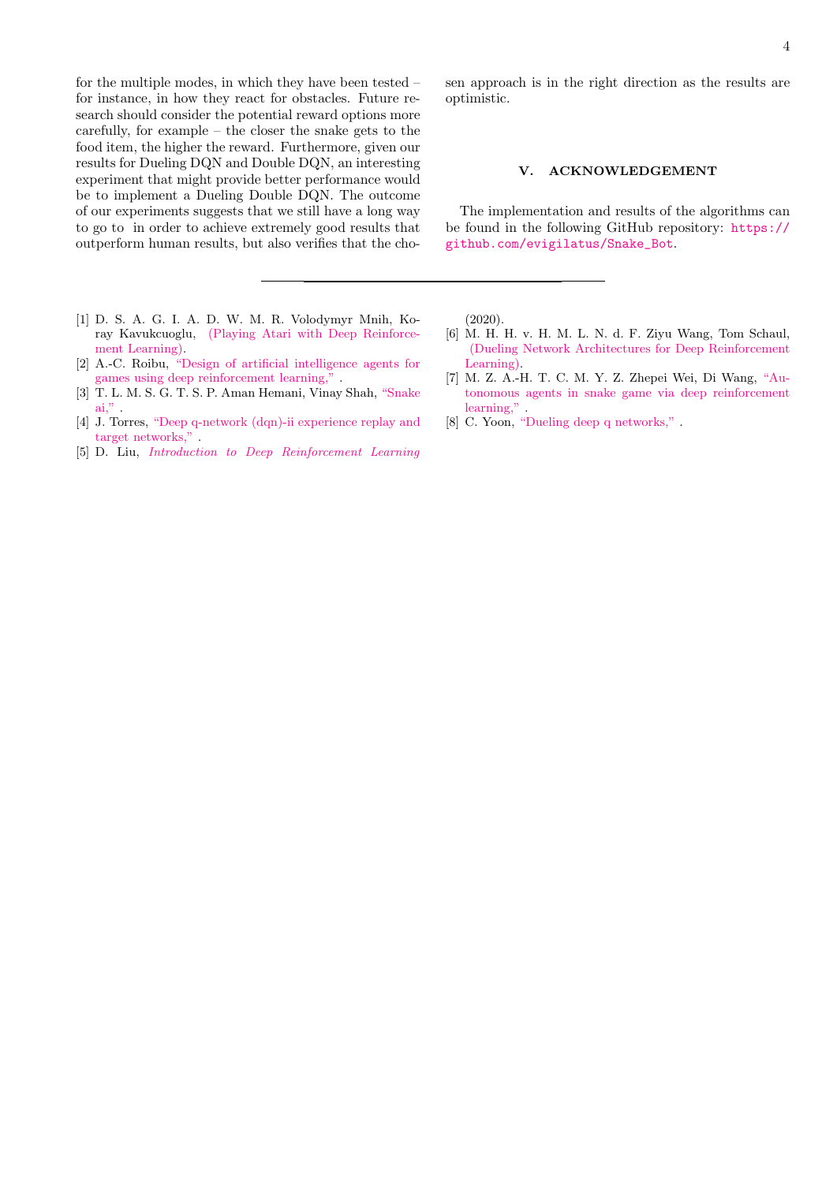for the multiple modes, in which they have been tested – for instance, in how they react for obstacles. Future research should consider the potential reward options more carefully, for example – the closer the snake gets to the food item, the higher the reward. Furthermore, given our results for Dueling DQN and Double DQN, an interesting experiment that might provide better performance would be to implement a Dueling Double DQN. The outcome of our experiments suggests that we still have a long way to go to in order to achieve extremely good results that outperform human results, but also verifies that the chosen approach is in the right direction as the results are optimistic.

## V. ACKNOWLEDGEMENT

The implementation and results of the algorithms can be found in the following GitHub repository: https://github.com/evigilatus/Snake_Bot.

---

[1] D. S. A. G. I. A. D. W. M. R. Volodymyr Mnih, Koray Kavukcuoglu, (Playing Atari with Deep Reinforcement Learning).

[2] A.-C. Roibu, "Design of artificial intelligence agents for games using deep reinforcement learning," .

[3] T. L. M. S. G. T. S. P. Aman Hemani, Vinay Shah, "Snake ai," .

[4] J. Torres, "Deep q-network (dqn)-ii experience replay and target networks," .

[5] D. Liu, *Introduction to Deep Reinforcement Learning* (2020).

[6] M. H. H. v. H. M. L. N. d. F. Ziyu Wang, Tom Schaul, (Dueling Network Architectures for Deep Reinforcement Learning).

[7] M. Z. A.-H. T. C. M. Y. Z. Zhepei Wei, Di Wang, "Autonomous agents in snake game via deep reinforcement learning," .

[8] C. Yoon, "Dueling deep q networks," .